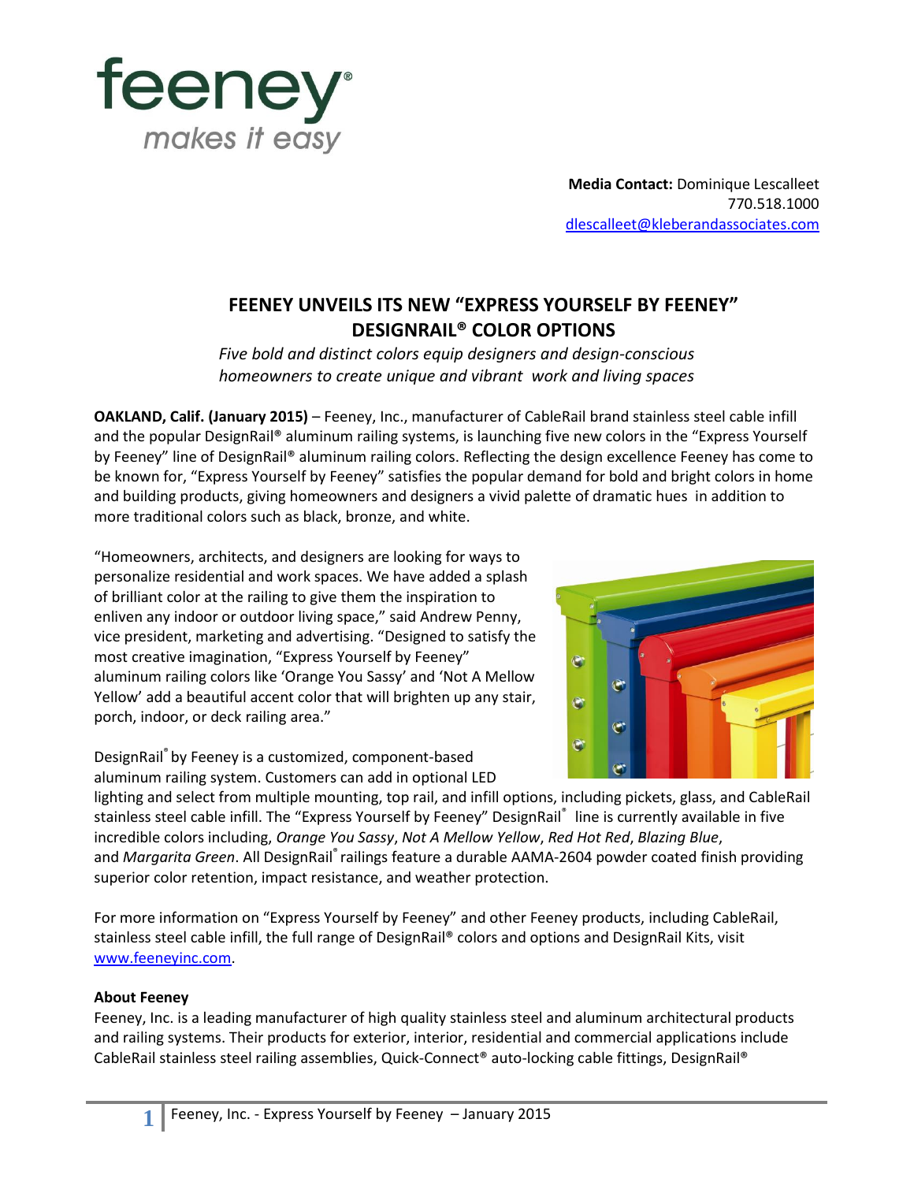**Media Contact:** Dominique Lescalleet
770.518.1000
dlescalleet@kleberandassociates.com

# FEENEY UNVEILS ITS NEW "EXPRESS YOURSELF BY FEENEY" DESIGNRAIL® COLOR OPTIONS

*Five bold and distinct colors equip designers and design-conscious homeowners to create unique and vibrant work and living spaces*

**OAKLAND, Calif. (January 2015)** – Feeney, Inc., manufacturer of CableRail brand stainless steel cable infill and the popular DesignRail® aluminum railing systems, is launching five new colors in the "Express Yourself by Feeney" line of DesignRail® aluminum railing colors. Reflecting the design excellence Feeney has come to be known for, "Express Yourself by Feeney" satisfies the popular demand for bold and bright colors in home and building products, giving homeowners and designers a vivid palette of dramatic hues in addition to more traditional colors such as black, bronze, and white.

"Homeowners, architects, and designers are looking for ways to personalize residential and work spaces. We have added a splash of brilliant color at the railing to give them the inspiration to enliven any indoor or outdoor living space," said Andrew Penny, vice president, marketing and advertising. "Designed to satisfy the most creative imagination, "Express Yourself by Feeney" aluminum railing colors like 'Orange You Sassy' and 'Not A Mellow Yellow' add a beautiful accent color that will brighten up any stair, porch, indoor, or deck railing area."

DesignRail® by Feeney is a customized, component-based aluminum railing system. Customers can add in optional LED lighting and select from multiple mounting, top rail, and infill options, including pickets, glass, and CableRail stainless steel cable infill. The "Express Yourself by Feeney" DesignRail® line is currently available in five incredible colors including, *Orange You Sassy*, *Not A Mellow Yellow*, *Red Hot Red*, *Blazing Blue*, and *Margarita Green*. All DesignRail® railings feature a durable AAMA-2604 powder coated finish providing superior color retention, impact resistance, and weather protection.

For more information on "Express Yourself by Feeney" and other Feeney products, including CableRail, stainless steel cable infill, the full range of DesignRail® colors and options and DesignRail Kits, visit www.feeneyinc.com.

**About Feeney**

Feeney, Inc. is a leading manufacturer of high quality stainless steel and aluminum architectural products and railing systems. Their products for exterior, interior, residential and commercial applications include CableRail stainless steel railing assemblies, Quick-Connect® auto-locking cable fittings, DesignRail®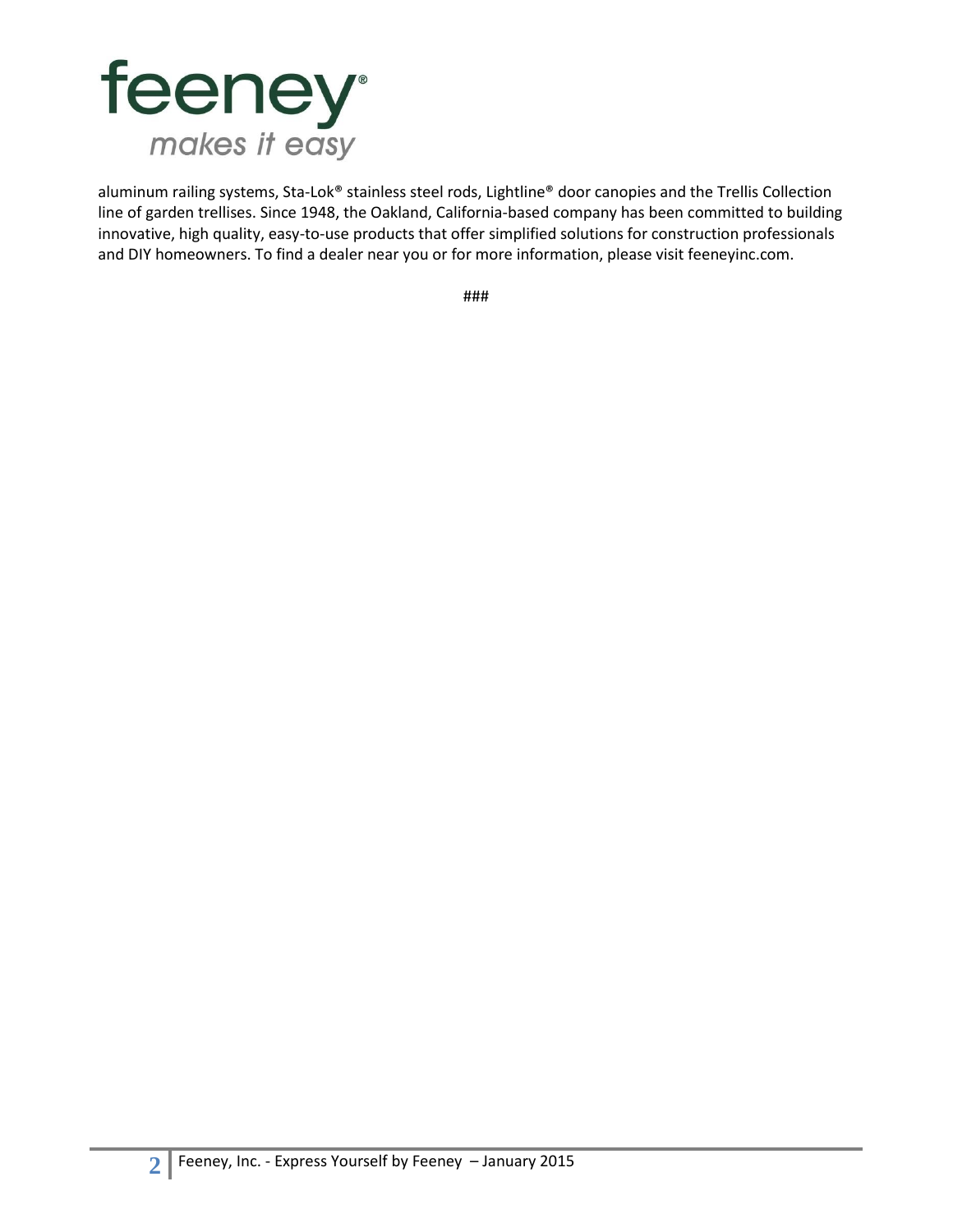aluminum railing systems, Sta-Lok® stainless steel rods, Lightline® door canopies and the Trellis Collection line of garden trellises. Since 1948, the Oakland, California-based company has been committed to building innovative, high quality, easy-to-use products that offer simplified solutions for construction professionals and DIY homeowners. To find a dealer near you or for more information, please visit feeneyinc.com.

###